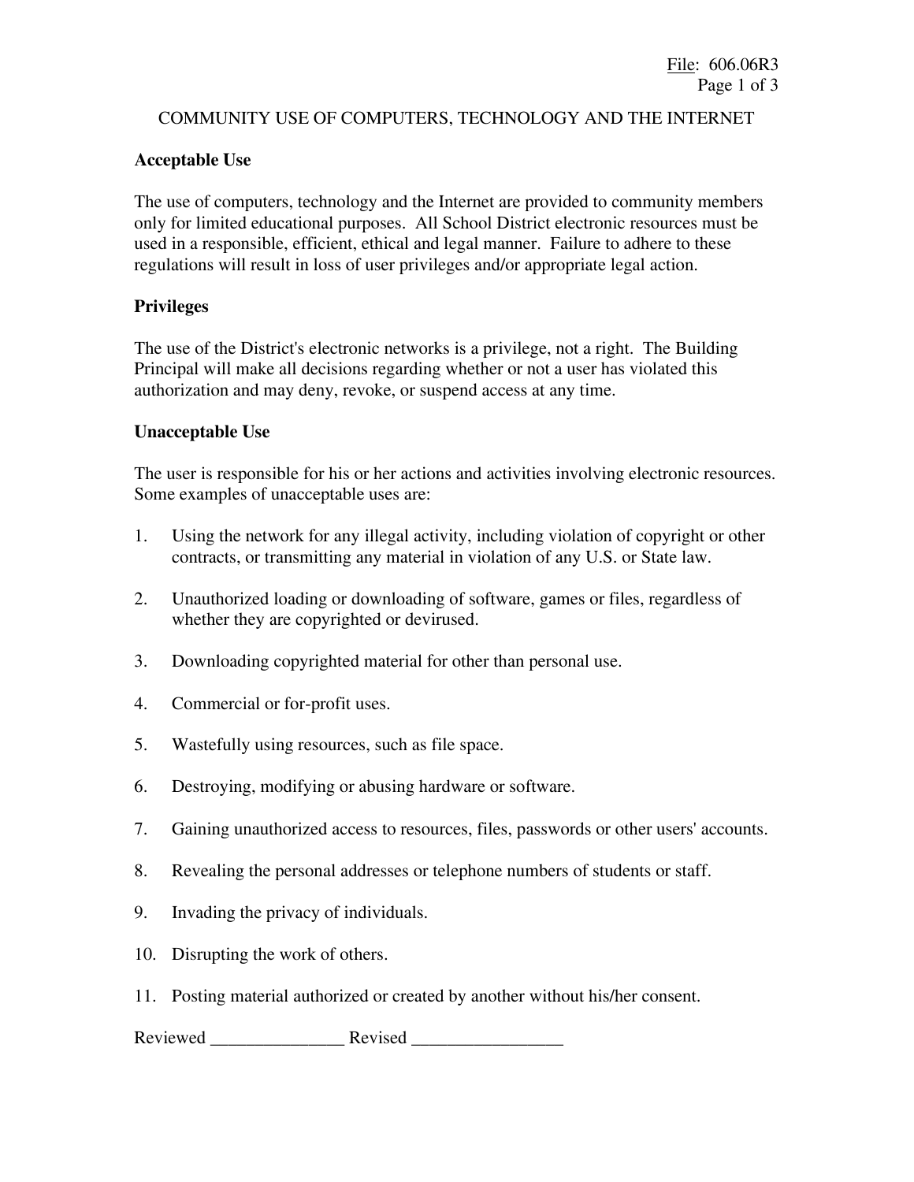File: 606.06R3

# COMMUNITY USE OF COMPUTERS, TECHNOLOGY AND THE INTERNET

**Acceptable Use**

The use of computers, technology and the Internet are provided to community members only for limited educational purposes. All School District electronic resources must be used in a responsible, efficient, ethical and legal manner. Failure to adhere to these regulations will result in loss of user privileges and/or appropriate legal action.

**Privileges**

The use of the District's electronic networks is a privilege, not a right. The Building Principal will make all decisions regarding whether or not a user has violated this authorization and may deny, revoke, or suspend access at any time.

**Unacceptable Use**

The user is responsible for his or her actions and activities involving electronic resources. Some examples of unacceptable uses are:

1. Using the network for any illegal activity, including violation of copyright or other contracts, or transmitting any material in violation of any U.S. or State law.
2. Unauthorized loading or downloading of software, games or files, regardless of whether they are copyrighted or devirused.
3. Downloading copyrighted material for other than personal use.
4. Commercial or for-profit uses.
5. Wastefully using resources, such as file space.
6. Destroying, modifying or abusing hardware or software.
7. Gaining unauthorized access to resources, files, passwords or other users' accounts.
8. Revealing the personal addresses or telephone numbers of students or staff.
9. Invading the privacy of individuals.
10. Disrupting the work of others.
11. Posting material authorized or created by another without his/her consent.

Reviewed _______________ Revised _________________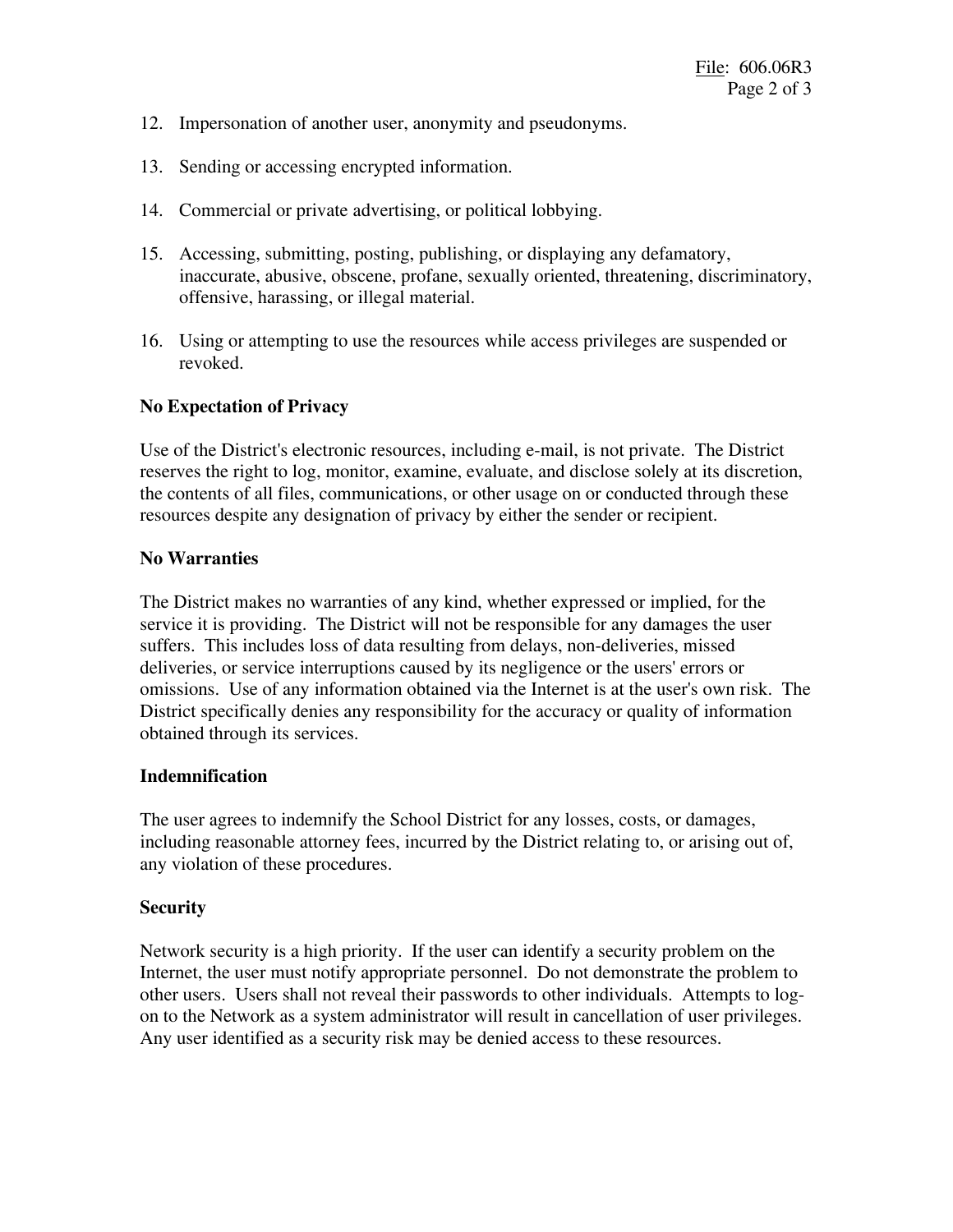12. Impersonation of another user, anonymity and pseudonyms.

13. Sending or accessing encrypted information.

14. Commercial or private advertising, or political lobbying.

15. Accessing, submitting, posting, publishing, or displaying any defamatory, inaccurate, abusive, obscene, profane, sexually oriented, threatening, discriminatory, offensive, harassing, or illegal material.

16. Using or attempting to use the resources while access privileges are suspended or revoked.

**No Expectation of Privacy**

Use of the District's electronic resources, including e-mail, is not private. The District reserves the right to log, monitor, examine, evaluate, and disclose solely at its discretion, the contents of all files, communications, or other usage on or conducted through these resources despite any designation of privacy by either the sender or recipient.

**No Warranties**

The District makes no warranties of any kind, whether expressed or implied, for the service it is providing. The District will not be responsible for any damages the user suffers. This includes loss of data resulting from delays, non-deliveries, missed deliveries, or service interruptions caused by its negligence or the users' errors or omissions. Use of any information obtained via the Internet is at the user's own risk. The District specifically denies any responsibility for the accuracy or quality of information obtained through its services.

**Indemnification**

The user agrees to indemnify the School District for any losses, costs, or damages, including reasonable attorney fees, incurred by the District relating to, or arising out of, any violation of these procedures.

**Security**

Network security is a high priority. If the user can identify a security problem on the Internet, the user must notify appropriate personnel. Do not demonstrate the problem to other users. Users shall not reveal their passwords to other individuals. Attempts to log-on to the Network as a system administrator will result in cancellation of user privileges. Any user identified as a security risk may be denied access to these resources.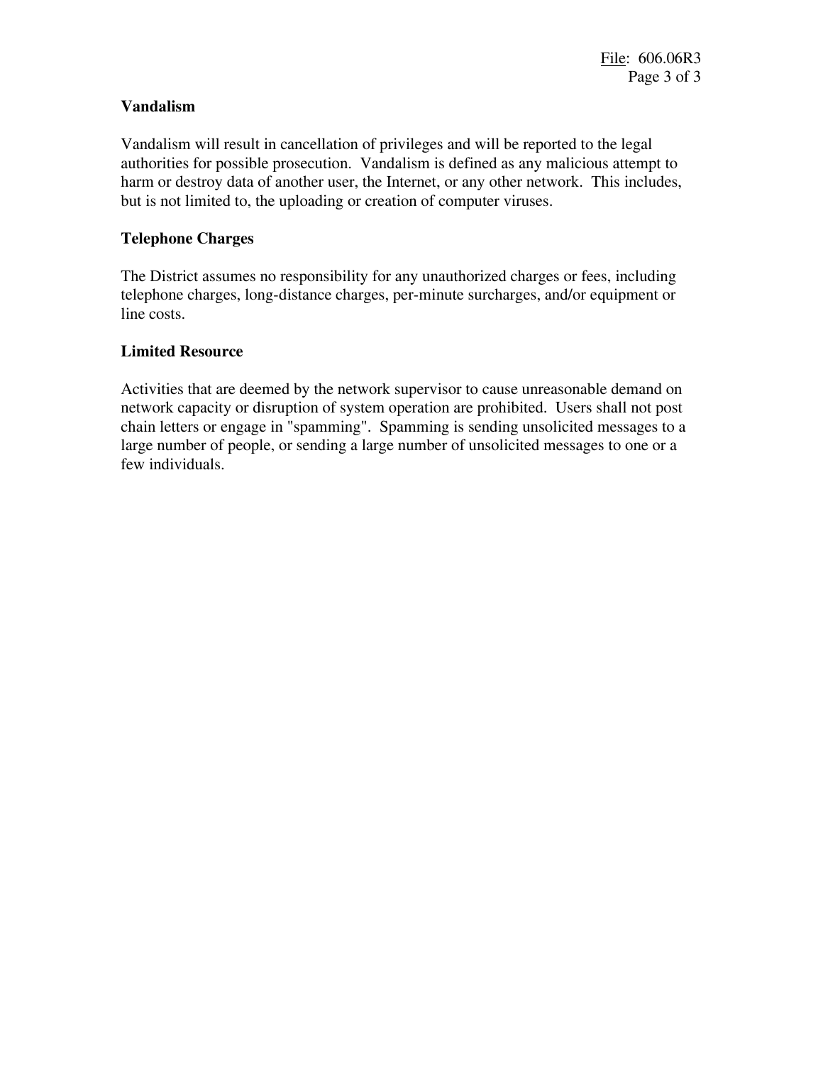**Vandalism**

Vandalism will result in cancellation of privileges and will be reported to the legal authorities for possible prosecution. Vandalism is defined as any malicious attempt to harm or destroy data of another user, the Internet, or any other network. This includes, but is not limited to, the uploading or creation of computer viruses.

**Telephone Charges**

The District assumes no responsibility for any unauthorized charges or fees, including telephone charges, long-distance charges, per-minute surcharges, and/or equipment or line costs.

**Limited Resource**

Activities that are deemed by the network supervisor to cause unreasonable demand on network capacity or disruption of system operation are prohibited. Users shall not post chain letters or engage in "spamming". Spamming is sending unsolicited messages to a large number of people, or sending a large number of unsolicited messages to one or a few individuals.